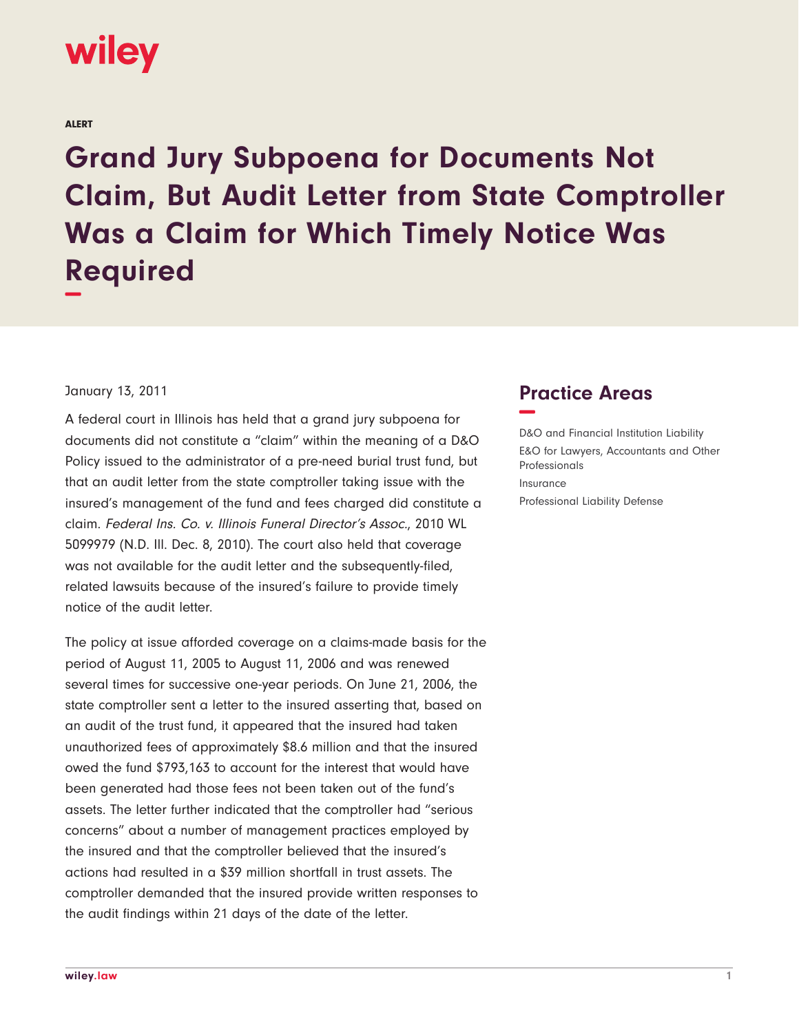ALERT

# Grand Jury Subpoena for Documents Not Claim, But Audit Letter from State Comptroller Was a Claim for Which Timely Notice Was Required

January 13, 2011

A federal court in Illinois has held that a grand jury subpoena for documents did not constitute a "claim" within the meaning of a D&O Policy issued to the administrator of a pre-need burial trust fund, but that an audit letter from the state comptroller taking issue with the insured's management of the fund and fees charged did constitute a claim. *Federal Ins. Co. v. Illinois Funeral Director's Assoc.*, 2010 WL 5099979 (N.D. Ill. Dec. 8, 2010). The court also held that coverage was not available for the audit letter and the subsequently-filed, related lawsuits because of the insured's failure to provide timely notice of the audit letter.

The policy at issue afforded coverage on a claims-made basis for the period of August 11, 2005 to August 11, 2006 and was renewed several times for successive one-year periods. On June 21, 2006, the state comptroller sent a letter to the insured asserting that, based on an audit of the trust fund, it appeared that the insured had taken unauthorized fees of approximately $8.6 million and that the insured owed the fund $793,163 to account for the interest that would have been generated had those fees not been taken out of the fund's assets. The letter further indicated that the comptroller had "serious concerns" about a number of management practices employed by the insured and that the comptroller believed that the insured's actions had resulted in a $39 million shortfall in trust assets. The comptroller demanded that the insured provide written responses to the audit findings within 21 days of the date of the letter.

## Practice Areas

D&O and Financial Institution Liability
E&O for Lawyers, Accountants and Other Professionals
Insurance
Professional Liability Defense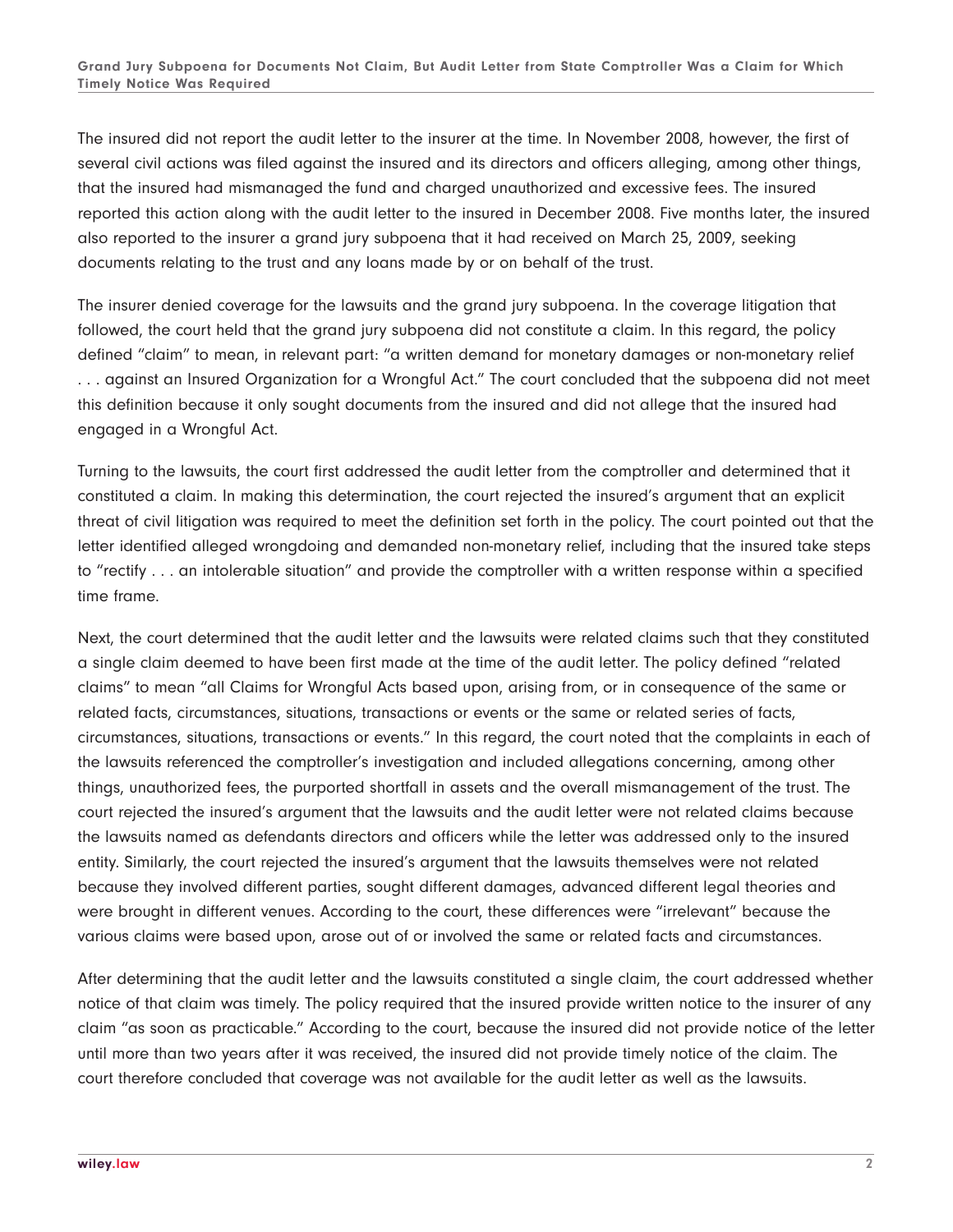The insured did not report the audit letter to the insurer at the time. In November 2008, however, the first of several civil actions was filed against the insured and its directors and officers alleging, among other things, that the insured had mismanaged the fund and charged unauthorized and excessive fees. The insured reported this action along with the audit letter to the insured in December 2008. Five months later, the insured also reported to the insurer a grand jury subpoena that it had received on March 25, 2009, seeking documents relating to the trust and any loans made by or on behalf of the trust.

The insurer denied coverage for the lawsuits and the grand jury subpoena. In the coverage litigation that followed, the court held that the grand jury subpoena did not constitute a claim. In this regard, the policy defined "claim" to mean, in relevant part: "a written demand for monetary damages or non-monetary relief . . . against an Insured Organization for a Wrongful Act." The court concluded that the subpoena did not meet this definition because it only sought documents from the insured and did not allege that the insured had engaged in a Wrongful Act.

Turning to the lawsuits, the court first addressed the audit letter from the comptroller and determined that it constituted a claim. In making this determination, the court rejected the insured's argument that an explicit threat of civil litigation was required to meet the definition set forth in the policy. The court pointed out that the letter identified alleged wrongdoing and demanded non-monetary relief, including that the insured take steps to "rectify . . . an intolerable situation" and provide the comptroller with a written response within a specified time frame.

Next, the court determined that the audit letter and the lawsuits were related claims such that they constituted a single claim deemed to have been first made at the time of the audit letter. The policy defined "related claims" to mean "all Claims for Wrongful Acts based upon, arising from, or in consequence of the same or related facts, circumstances, situations, transactions or events or the same or related series of facts, circumstances, situations, transactions or events." In this regard, the court noted that the complaints in each of the lawsuits referenced the comptroller's investigation and included allegations concerning, among other things, unauthorized fees, the purported shortfall in assets and the overall mismanagement of the trust. The court rejected the insured's argument that the lawsuits and the audit letter were not related claims because the lawsuits named as defendants directors and officers while the letter was addressed only to the insured entity. Similarly, the court rejected the insured's argument that the lawsuits themselves were not related because they involved different parties, sought different damages, advanced different legal theories and were brought in different venues. According to the court, these differences were "irrelevant" because the various claims were based upon, arose out of or involved the same or related facts and circumstances.

After determining that the audit letter and the lawsuits constituted a single claim, the court addressed whether notice of that claim was timely. The policy required that the insured provide written notice to the insurer of any claim "as soon as practicable." According to the court, because the insured did not provide notice of the letter until more than two years after it was received, the insured did not provide timely notice of the claim. The court therefore concluded that coverage was not available for the audit letter as well as the lawsuits.